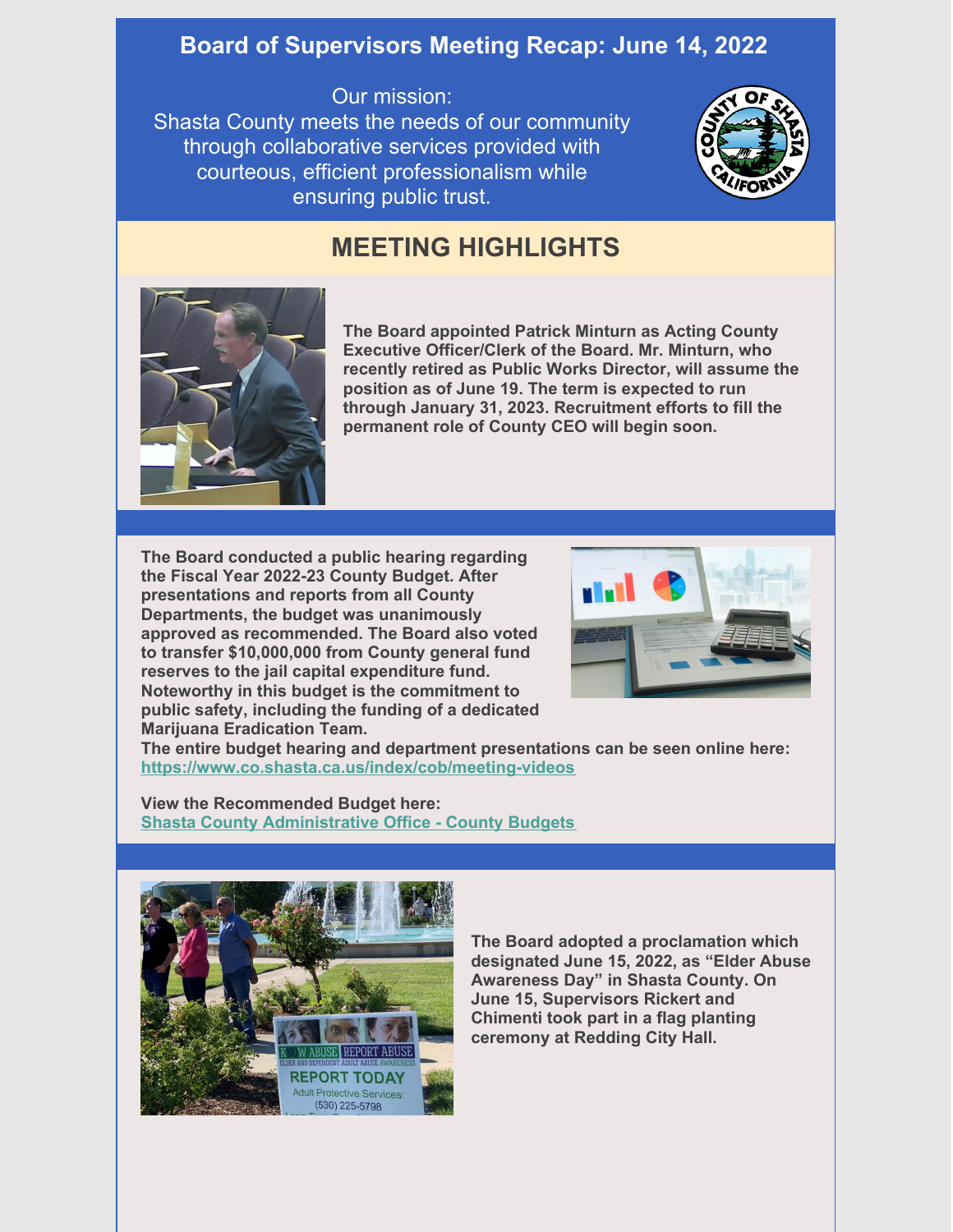# Board of Supervisors Meeting Recap: June 14, 2022

Our mission:
Shasta County meets the needs of our community through collaborative services provided with courteous, efficient professionalism while ensuring public trust.

## MEETING HIGHLIGHTS

**The Board appointed Patrick Minturn as Acting County Executive Officer/Clerk of the Board. Mr. Minturn, who recently retired as Public Works Director, will assume the position as of June 19. The term is expected to run through January 31, 2023. Recruitment efforts to fill the permanent role of County CEO will begin soon.**

**The Board conducted a public hearing regarding the Fiscal Year 2022-23 County Budget. After presentations and reports from all County Departments, the budget was unanimously approved as recommended. The Board also voted to transfer $10,000,000 from County general fund reserves to the jail capital expenditure fund. Noteworthy in this budget is the commitment to public safety, including the funding of a dedicated Marijuana Eradication Team.**

**The entire budget hearing and department presentations can be seen online here:**
**https://www.co.shasta.ca.us/index/cob/meeting-videos**

**View the Recommended Budget here:**
**Shasta County Administrative Office - County Budgets**

**The Board adopted a proclamation which designated June 15, 2022, as "Elder Abuse Awareness Day" in Shasta County. On June 15, Supervisors Rickert and Chimenti took part in a flag planting ceremony at Redding City Hall.**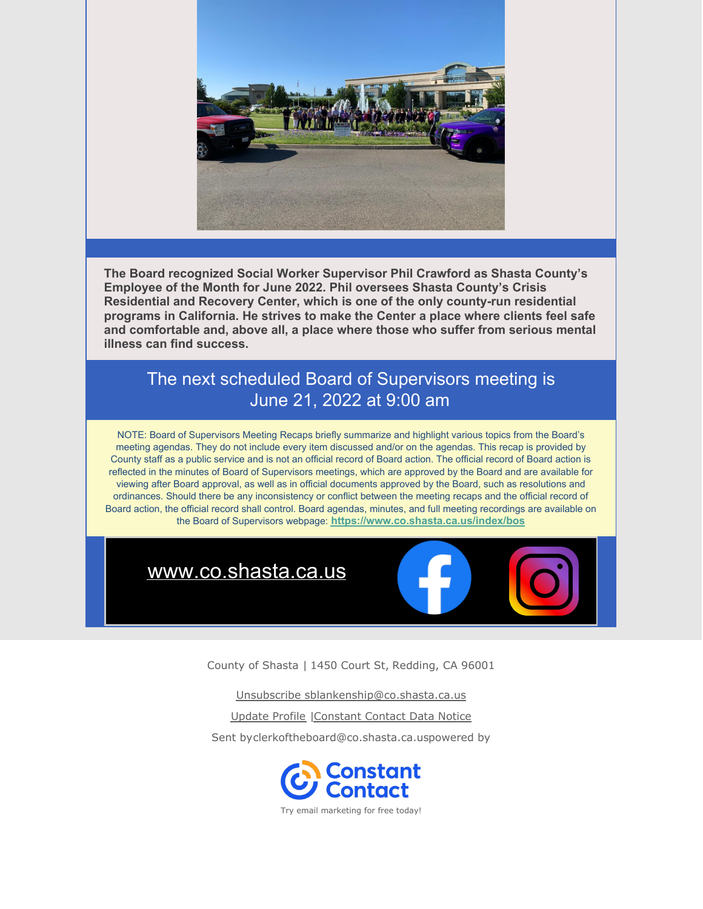**The Board recognized Social Worker Supervisor Phil Crawford as Shasta County's Employee of the Month for June 2022. Phil oversees Shasta County's Crisis Residential and Recovery Center, which is one of the only county-run residential programs in California. He strives to make the Center a place where clients feel safe and comfortable and, above all, a place where those who suffer from serious mental illness can find success.**

## The next scheduled Board of Supervisors meeting is June 21, 2022 at 9:00 am

NOTE: Board of Supervisors Meeting Recaps briefly summarize and highlight various topics from the Board's meeting agendas. They do not include every item discussed and/or on the agendas. This recap is provided by County staff as a public service and is not an official record of Board action. The official record of Board action is reflected in the minutes of Board of Supervisors meetings, which are approved by the Board and are available for viewing after Board approval, as well as in official documents approved by the Board, such as resolutions and ordinances. Should there be any inconsistency or conflict between the meeting recaps and the official record of Board action, the official record shall control. Board agendas, minutes, and full meeting recordings are available on the Board of Supervisors webpage: **https://www.co.shasta.ca.us/index/bos**

www.co.shasta.ca.us

County of Shasta | 1450 Court St, Redding, CA 96001

Unsubscribe sblankenship@co.shasta.ca.us

Update Profile | Constant Contact Data Notice

Sent by clerkoftheboard@co.shasta.ca.us powered by

Constant Contact

Try email marketing for free today!